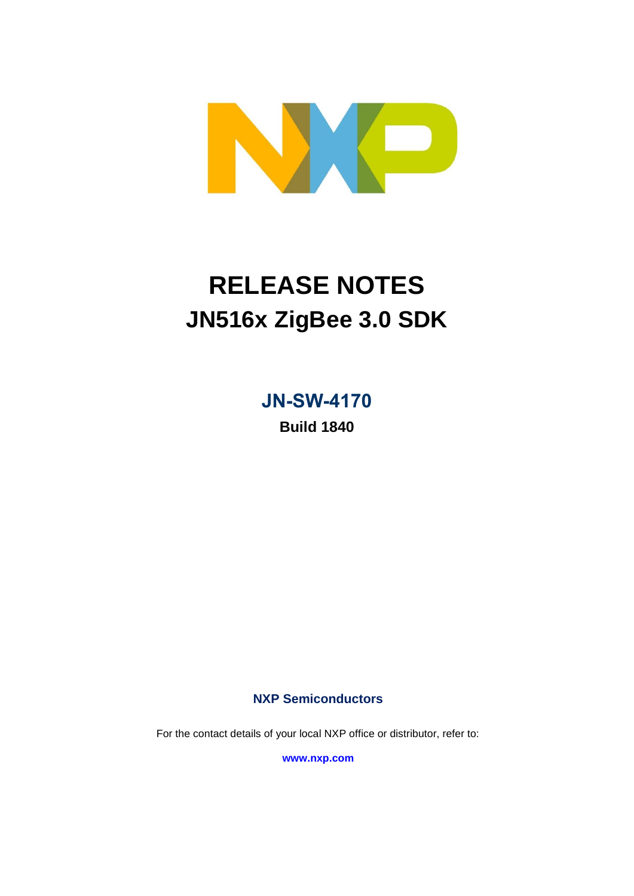# RELEASE NOTES

# JN516x ZigBee 3.0 SDK

## JN-SW-4170

**Build 1840**

**NXP Semiconductors**

For the contact details of your local NXP office or distributor, refer to:

**www.nxp.com**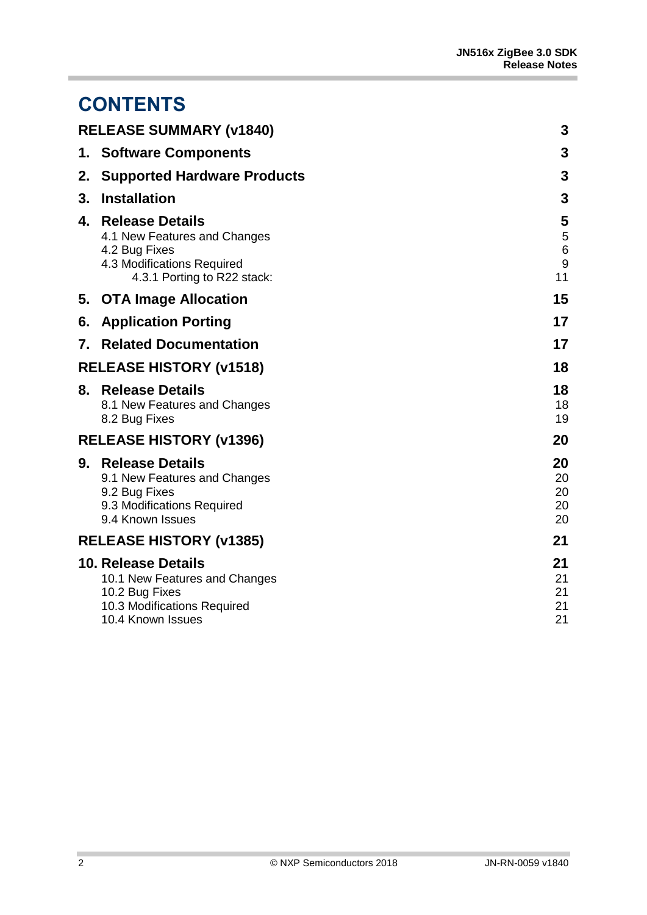# CONTENTS

| | |
|---|---|
| **RELEASE SUMMARY (v1840)** | **3** |
| **1. Software Components** | **3** |
| **2. Supported Hardware Products** | **3** |
| **3. Installation** | **3** |
| **4. Release Details** | **5** |
| 4.1 New Features and Changes | 5 |
| 4.2 Bug Fixes | 6 |
| 4.3 Modifications Required | 9 |
| 4.3.1 Porting to R22 stack: | 11 |
| **5. OTA Image Allocation** | **15** |
| **6. Application Porting** | **17** |
| **7. Related Documentation** | **17** |
| **RELEASE HISTORY (v1518)** | **18** |
| **8. Release Details** | **18** |
| 8.1 New Features and Changes | 18 |
| 8.2 Bug Fixes | 19 |
| **RELEASE HISTORY (v1396)** | **20** |
| **9. Release Details** | **20** |
| 9.1 New Features and Changes | 20 |
| 9.2 Bug Fixes | 20 |
| 9.3 Modifications Required | 20 |
| 9.4 Known Issues | 20 |
| **RELEASE HISTORY (v1385)** | **21** |
| **10. Release Details** | **21** |
| 10.1 New Features and Changes | 21 |
| 10.2 Bug Fixes | 21 |
| 10.3 Modifications Required | 21 |
| 10.4 Known Issues | 21 |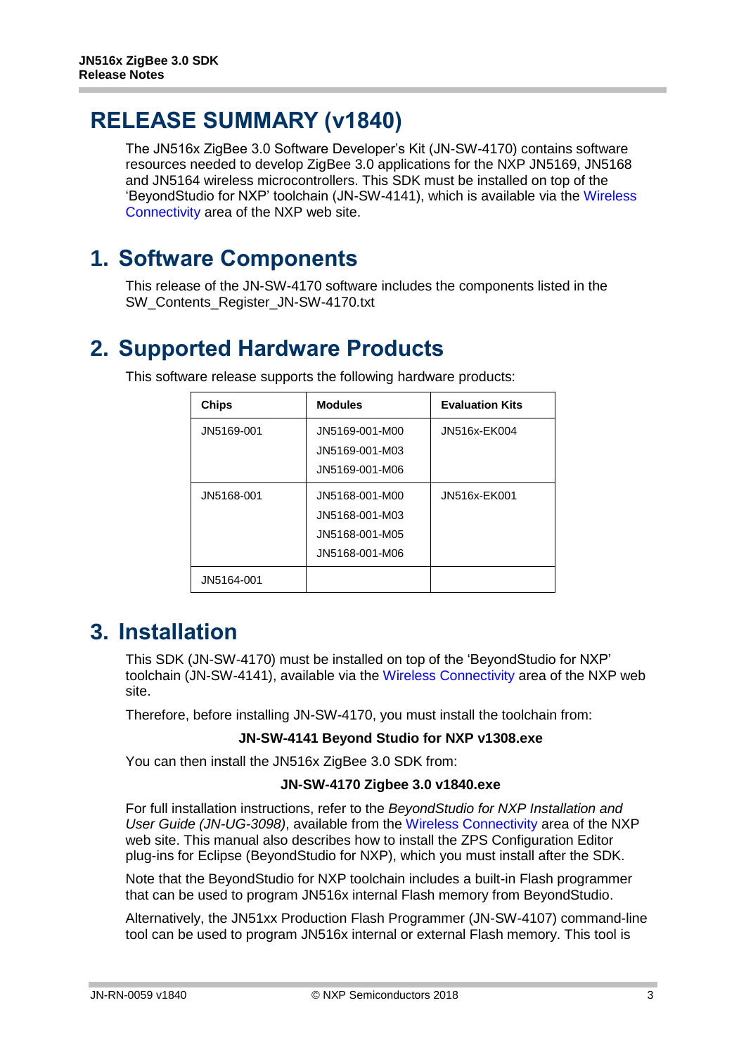# RELEASE SUMMARY (v1840)

The JN516x ZigBee 3.0 Software Developer's Kit (JN-SW-4170) contains software resources needed to develop ZigBee 3.0 applications for the NXP JN5169, JN5168 and JN5164 wireless microcontrollers. This SDK must be installed on top of the 'BeyondStudio for NXP' toolchain (JN-SW-4141), which is available via the Wireless Connectivity area of the NXP web site.

# 1. Software Components

This release of the JN-SW-4170 software includes the components listed in the SW_Contents_Register_JN-SW-4170.txt

# 2. Supported Hardware Products

This software release supports the following hardware products:

| Chips | Modules | Evaluation Kits |
|---|---|---|
| JN5169-001 | JN5169-001-M00<br>JN5169-001-M03<br>JN5169-001-M06 | JN516x-EK004 |
| JN5168-001 | JN5168-001-M00<br>JN5168-001-M03<br>JN5168-001-M05<br>JN5168-001-M06 | JN516x-EK001 |
| JN5164-001 | | |

# 3. Installation

This SDK (JN-SW-4170) must be installed on top of the 'BeyondStudio for NXP' toolchain (JN-SW-4141), available via the Wireless Connectivity area of the NXP web site.

Therefore, before installing JN-SW-4170, you must install the toolchain from:

**JN-SW-4141 Beyond Studio for NXP v1308.exe**

You can then install the JN516x ZigBee 3.0 SDK from:

**JN-SW-4170 Zigbee 3.0 v1840.exe**

For full installation instructions, refer to the *BeyondStudio for NXP Installation and User Guide (JN-UG-3098)*, available from the Wireless Connectivity area of the NXP web site. This manual also describes how to install the ZPS Configuration Editor plug-ins for Eclipse (BeyondStudio for NXP), which you must install after the SDK.

Note that the BeyondStudio for NXP toolchain includes a built-in Flash programmer that can be used to program JN516x internal Flash memory from BeyondStudio.

Alternatively, the JN51xx Production Flash Programmer (JN-SW-4107) command-line tool can be used to program JN516x internal or external Flash memory. This tool is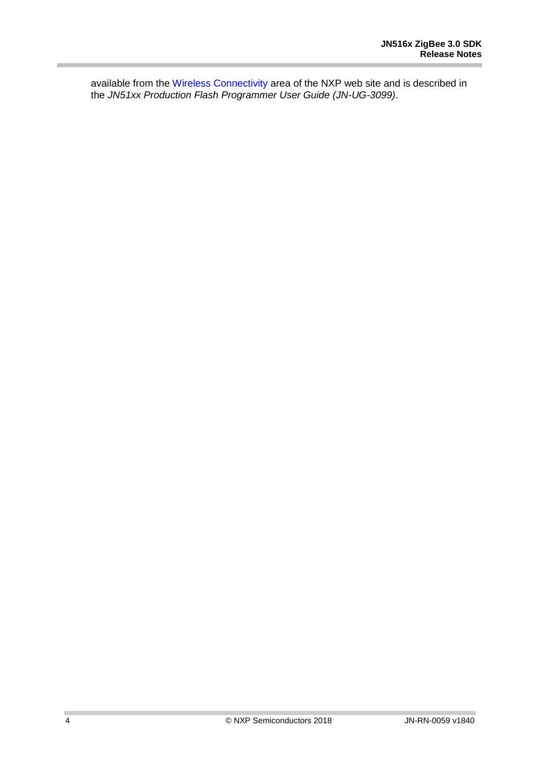available from the Wireless Connectivity area of the NXP web site and is described in the *JN51xx Production Flash Programmer User Guide (JN-UG-3099)*.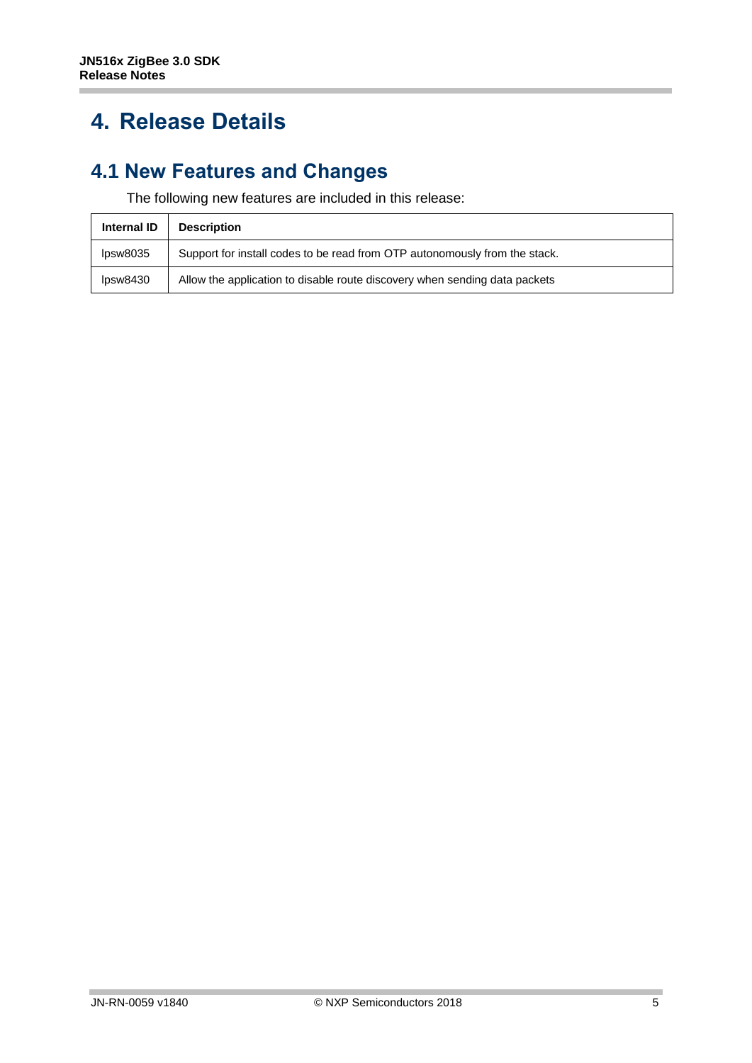# 4. Release Details

## 4.1 New Features and Changes

The following new features are included in this release:

| Internal ID | Description |
|---|---|
| lpsw8035 | Support for install codes to be read from OTP autonomously from the stack. |
| lpsw8430 | Allow the application to disable route discovery when sending data packets |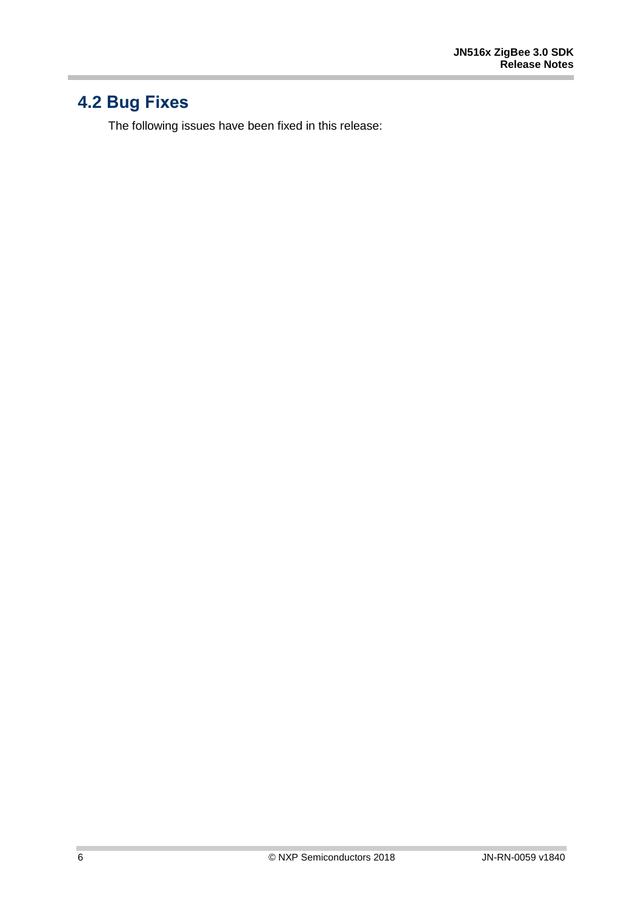## 4.2 Bug Fixes

The following issues have been fixed in this release: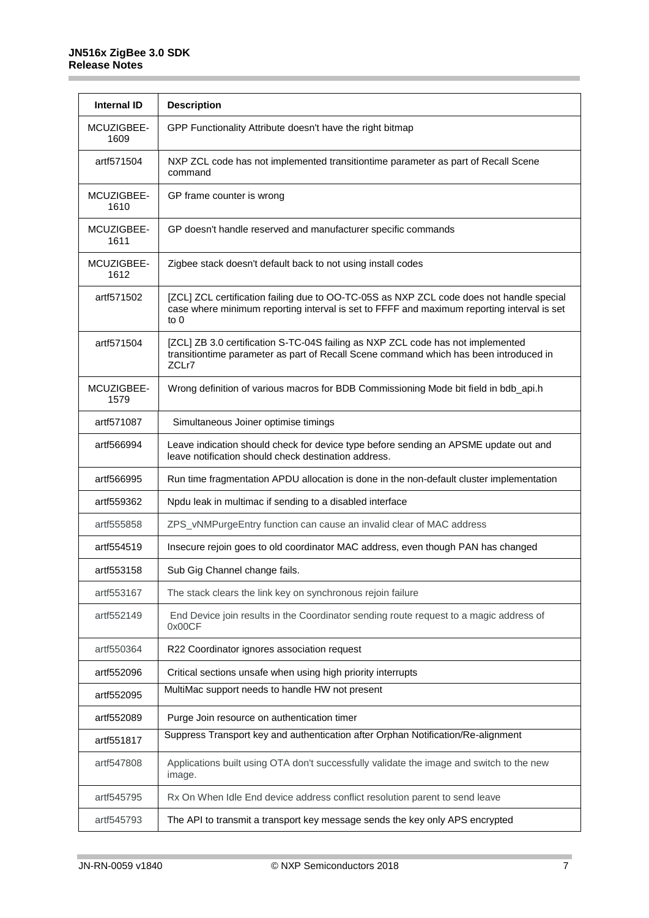| Internal ID | Description |
| --- | --- |
| MCUZIGBEE-1609 | GPP Functionality Attribute doesn't have the right bitmap |
| artf571504 | NXP ZCL code has not implemented transitiontime parameter as part of Recall Scene command |
| MCUZIGBEE-1610 | GP frame counter is wrong |
| MCUZIGBEE-1611 | GP doesn't handle reserved and manufacturer specific commands |
| MCUZIGBEE-1612 | Zigbee stack doesn't default back to not using install codes |
| artf571502 | [ZCL] ZCL certification failing due to OO-TC-05S as NXP ZCL code does not handle special case where minimum reporting interval is set to FFFF and maximum reporting interval is set to 0 |
| artf571504 | [ZCL] ZB 3.0 certification S-TC-04S failing as NXP ZCL code has not implemented transitiontime parameter as part of Recall Scene command which has been introduced in ZCLr7 |
| MCUZIGBEE-1579 | Wrong definition of various macros for BDB Commissioning Mode bit field in bdb_api.h |
| artf571087 | Simultaneous Joiner optimise timings |
| artf566994 | Leave indication should check for device type before sending an APSME update out and leave notification should check destination address. |
| artf566995 | Run time fragmentation APDU allocation is done in the non-default cluster implementation |
| artf559362 | Npdu leak in multimac if sending to a disabled interface |
| artf555858 | ZPS_vNMPurgeEntry function can cause an invalid clear of MAC address |
| artf554519 | Insecure rejoin goes to old coordinator MAC address, even though PAN has changed |
| artf553158 | Sub Gig Channel change fails. |
| artf553167 | The stack clears the link key on synchronous rejoin failure |
| artf552149 | End Device join results in the Coordinator sending route request to a magic address of 0x00CF |
| artf550364 | R22 Coordinator ignores association request |
| artf552096 | Critical sections unsafe when using high priority interrupts |
| artf552095 | MultiMac support needs to handle HW not present |
| artf552089 | Purge Join resource on authentication timer |
| artf551817 | Suppress Transport key and authentication after Orphan Notification/Re-alignment |
| artf547808 | Applications built using OTA don't successfully validate the image and switch to the new image. |
| artf545795 | Rx On When Idle End device address conflict resolution parent to send leave |
| artf545793 | The API to transmit a transport key message sends the key only APS encrypted |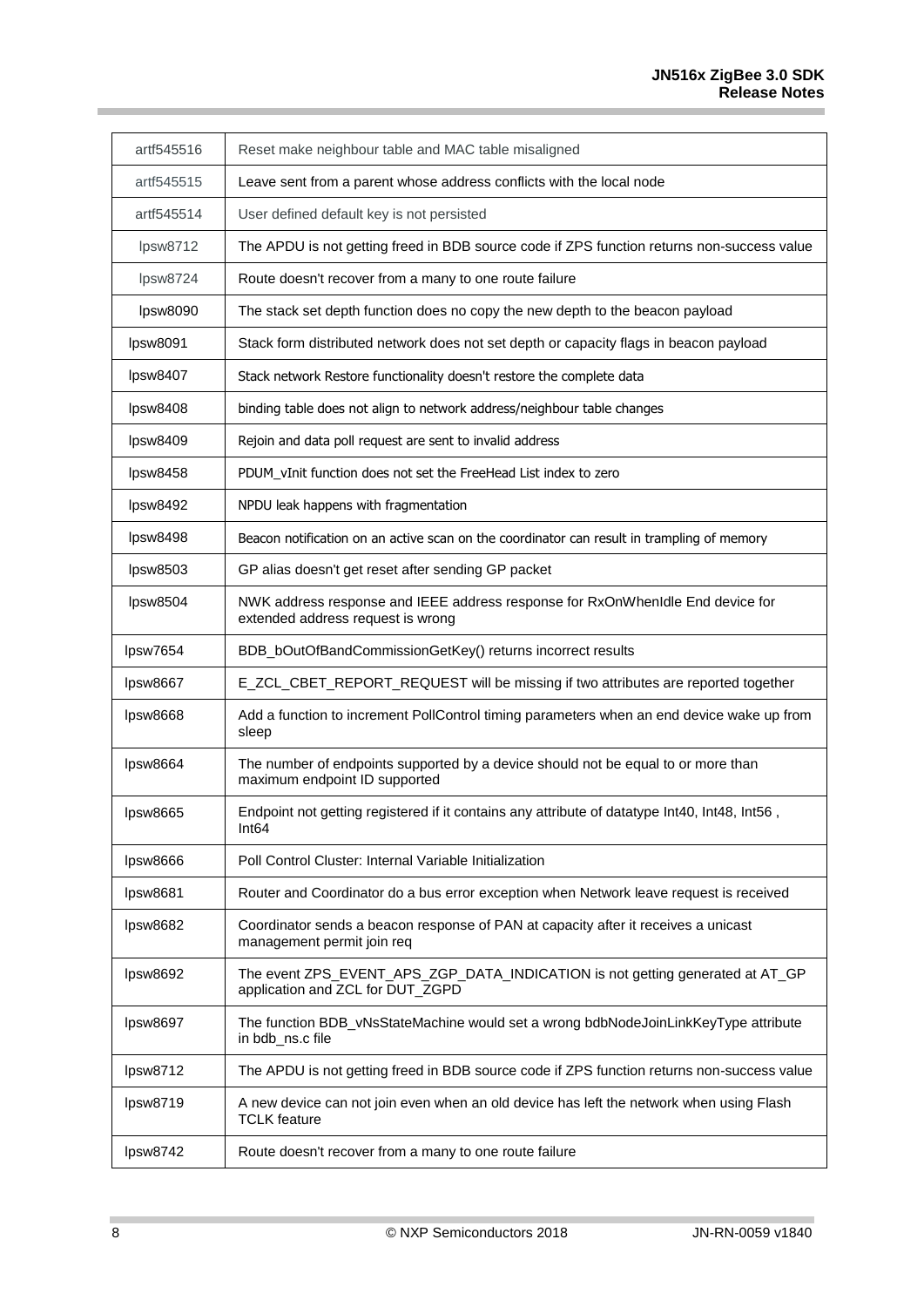| | |
|---|---|
| artf545516 | Reset make neighbour table and MAC table misaligned |
| artf545515 | Leave sent from a parent whose address conflicts with the local node |
| artf545514 | User defined default key is not persisted |
| lpsw8712 | The APDU is not getting freed in BDB source code if ZPS function returns non-success value |
| lpsw8724 | Route doesn't recover from a many to one route failure |
| lpsw8090 | The stack set depth function does no copy the new depth to the beacon payload |
| lpsw8091 | Stack form distributed network does not set depth or capacity flags in beacon payload |
| lpsw8407 | Stack network Restore functionality doesn't restore the complete data |
| lpsw8408 | binding table does not align to network address/neighbour table changes |
| lpsw8409 | Rejoin and data poll request are sent to invalid address |
| lpsw8458 | PDUM_vInit function does not set the FreeHead List index to zero |
| lpsw8492 | NPDU leak happens with fragmentation |
| lpsw8498 | Beacon notification on an active scan on the coordinator can result in trampling of memory |
| lpsw8503 | GP alias doesn't get reset after sending GP packet |
| lpsw8504 | NWK address response and IEEE address response for RxOnWhenIdle End device for extended address request is wrong |
| lpsw7654 | BDB_bOutOfBandCommissionGetKey() returns incorrect results |
| lpsw8667 | E_ZCL_CBET_REPORT_REQUEST will be missing if two attributes are reported together |
| lpsw8668 | Add a function to increment PollControl timing parameters when an end device wake up from sleep |
| lpsw8664 | The number of endpoints supported by a device should not be equal to or more than maximum endpoint ID supported |
| lpsw8665 | Endpoint not getting registered if it contains any attribute of datatype Int40, Int48, Int56 , Int64 |
| lpsw8666 | Poll Control Cluster: Internal Variable Initialization |
| lpsw8681 | Router and Coordinator do a bus error exception when Network leave request is received |
| lpsw8682 | Coordinator sends a beacon response of PAN at capacity after it receives a unicast management permit join req |
| lpsw8692 | The event ZPS_EVENT_APS_ZGP_DATA_INDICATION is not getting generated at AT_GP application and ZCL for DUT_ZGPD |
| lpsw8697 | The function BDB_vNsStateMachine would set a wrong bdbNodeJoinLinkKeyType attribute in bdb_ns.c file |
| lpsw8712 | The APDU is not getting freed in BDB source code if ZPS function returns non-success value |
| lpsw8719 | A new device can not join even when an old device has left the network when using Flash TCLK feature |
| lpsw8742 | Route doesn't recover from a many to one route failure |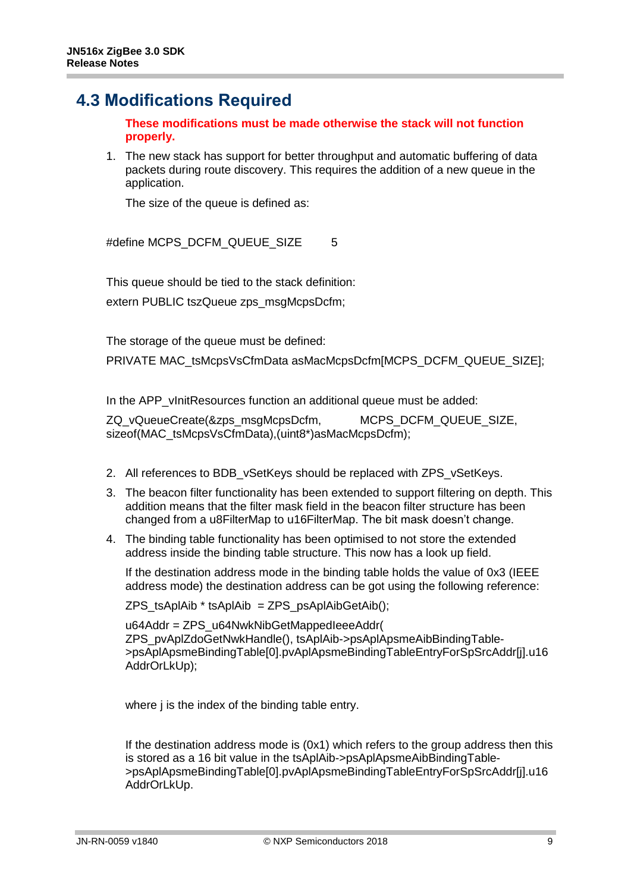## 4.3 Modifications Required

**These modifications must be made otherwise the stack will not function properly.**

1. The new stack has support for better throughput and automatic buffering of data packets during route discovery. This requires the addition of a new queue in the application.

   The size of the queue is defined as:

```
#define MCPS_DCFM_QUEUE_SIZE        5
```

This queue should be tied to the stack definition:

```
extern PUBLIC tszQueue zps_msgMcpsDcfm;
```

The storage of the queue must be defined:

```
PRIVATE MAC_tsMcpsVsCfmData asMacMcpsDcfm[MCPS_DCFM_QUEUE_SIZE];
```

In the APP_vInitResources function an additional queue must be added:

```
ZQ_vQueueCreate(&zps_msgMcpsDcfm,          MCPS_DCFM_QUEUE_SIZE,
sizeof(MAC_tsMcpsVsCfmData),(uint8*)asMacMcpsDcfm);
```

2. All references to BDB_vSetKeys should be replaced with ZPS_vSetKeys.
3. The beacon filter functionality has been extended to support filtering on depth. This addition means that the filter mask field in the beacon filter structure has been changed from a u8FilterMap to u16FilterMap. The bit mask doesn't change.
4. The binding table functionality has been optimised to not store the extended address inside the binding table structure. This now has a look up field.

   If the destination address mode in the binding table holds the value of 0x3 (IEEE address mode) the destination address can be got using the following reference:

   ```
   ZPS_tsAplAib * tsAplAib  = ZPS_psAplAibGetAib();

   u64Addr = ZPS_u64NwkNibGetMappedIeeeAddr(
   ZPS_pvAplZdoGetNwkHandle(), tsAplAib->psAplApsmeAibBindingTable->psAplApsmeBindingTable[0].pvAplApsmeBindingTableEntryForSpSrcAddr[j].u16AddrOrLkUp);
   ```

   where j is the index of the binding table entry.

   If the destination address mode is (0x1) which refers to the group address then this is stored as a 16 bit value in the tsAplAib->psAplApsmeAibBindingTable->psAplApsmeBindingTable[0].pvAplApsmeBindingTableEntryForSpSrcAddr[j].u16AddrOrLkUp.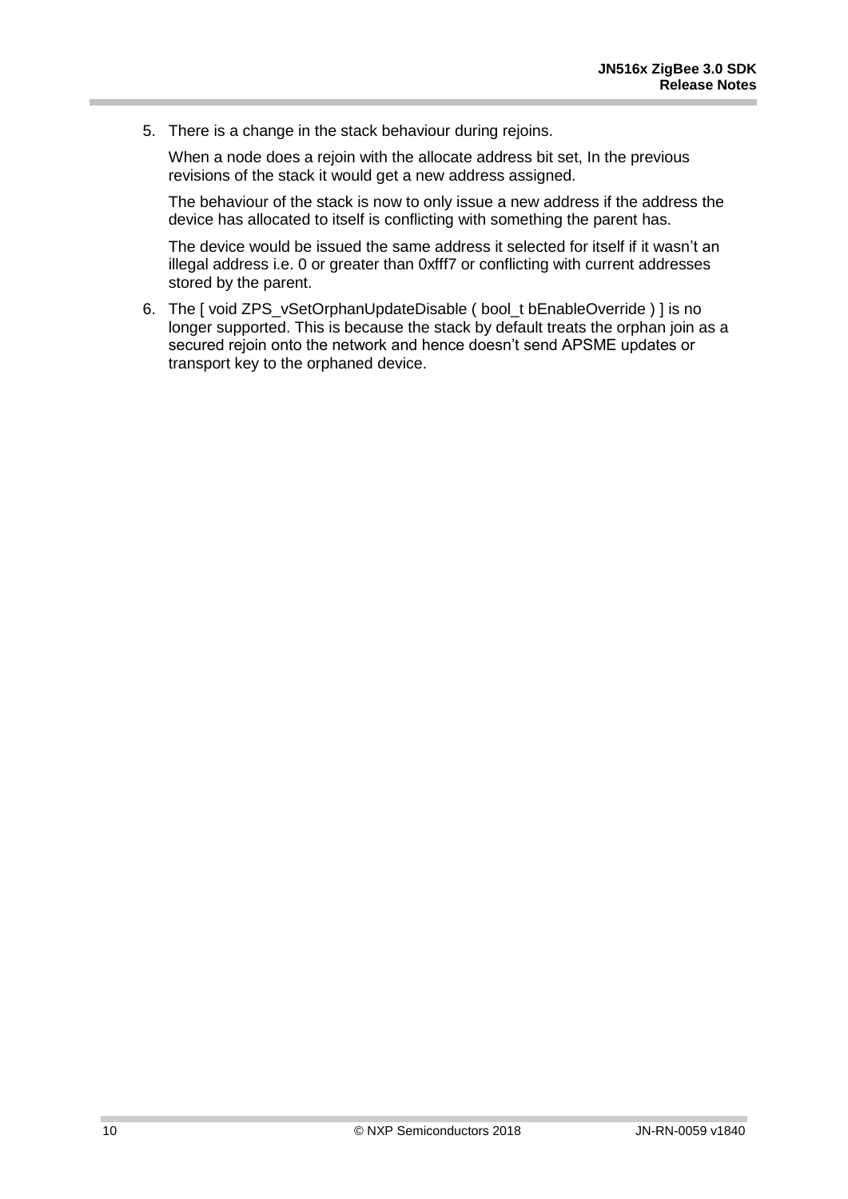5. There is a change in the stack behaviour during rejoins.

   When a node does a rejoin with the allocate address bit set, In the previous revisions of the stack it would get a new address assigned.

   The behaviour of the stack is now to only issue a new address if the address the device has allocated to itself is conflicting with something the parent has.

   The device would be issued the same address it selected for itself if it wasn't an illegal address i.e. 0 or greater than 0xfff7 or conflicting with current addresses stored by the parent.

6. The [ void ZPS_vSetOrphanUpdateDisable ( bool_t bEnableOverride ) ] is no longer supported. This is because the stack by default treats the orphan join as a secured rejoin onto the network and hence doesn't send APSME updates or transport key to the orphaned device.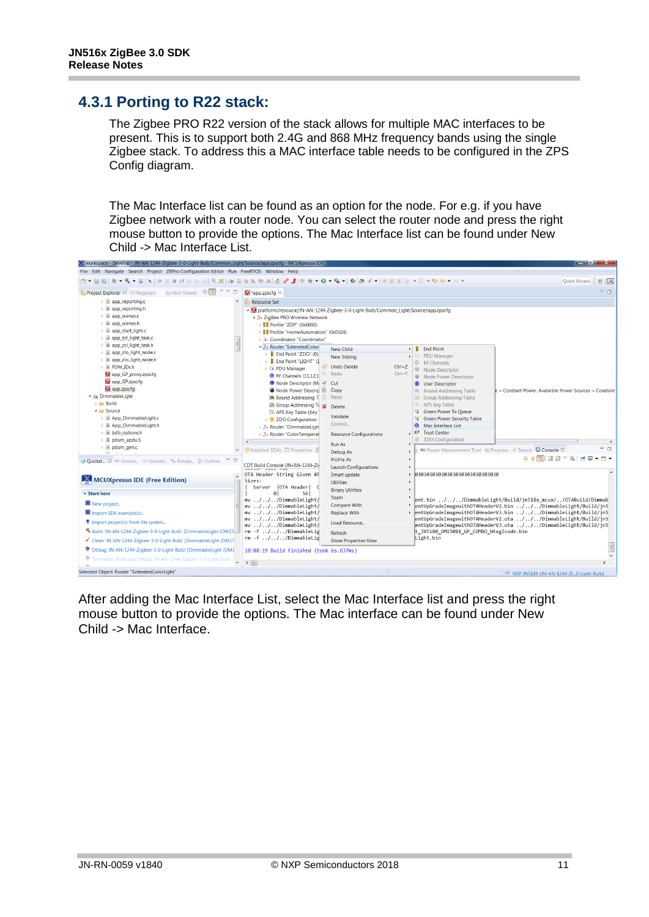### 4.3.1 Porting to R22 stack:

The Zigbee PRO R22 version of the stack allows for multiple MAC interfaces to be present. This is to support both 2.4G and 868 MHz frequency bands using the single Zigbee stack. To address this a MAC interface table needs to be configured in the ZPS Config diagram.

The Mac Interface list can be found as an option for the node. For e.g. if you have Zigbee network with a router node. You can select the router node and press the right mouse button to provide the options. The Mac Interface list can be found under New Child -> Mac Interface List.

After adding the Mac Interface List, select the Mac Interface list and press the right mouse button to provide the options. The Mac interface can be found under New Child -> Mac Interface.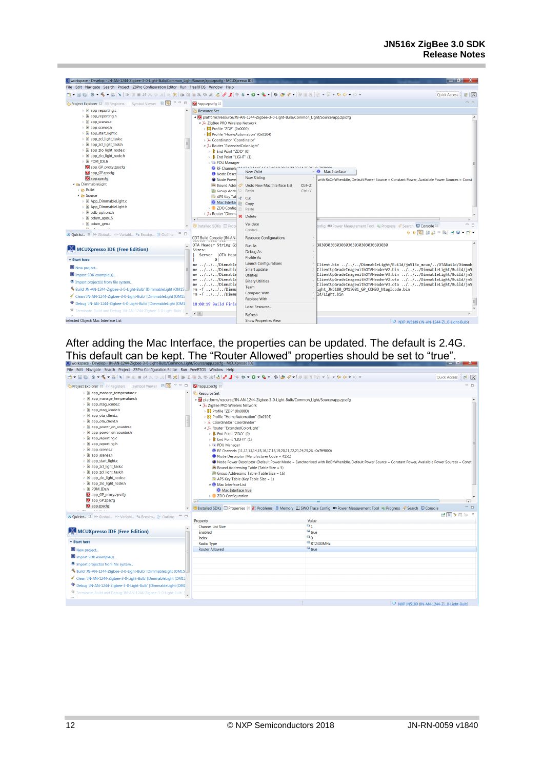After adding the Mac Interface, the properties can be updated. The default is 2.4G. This default can be kept. The "Router Allowed" properties should be set to "true".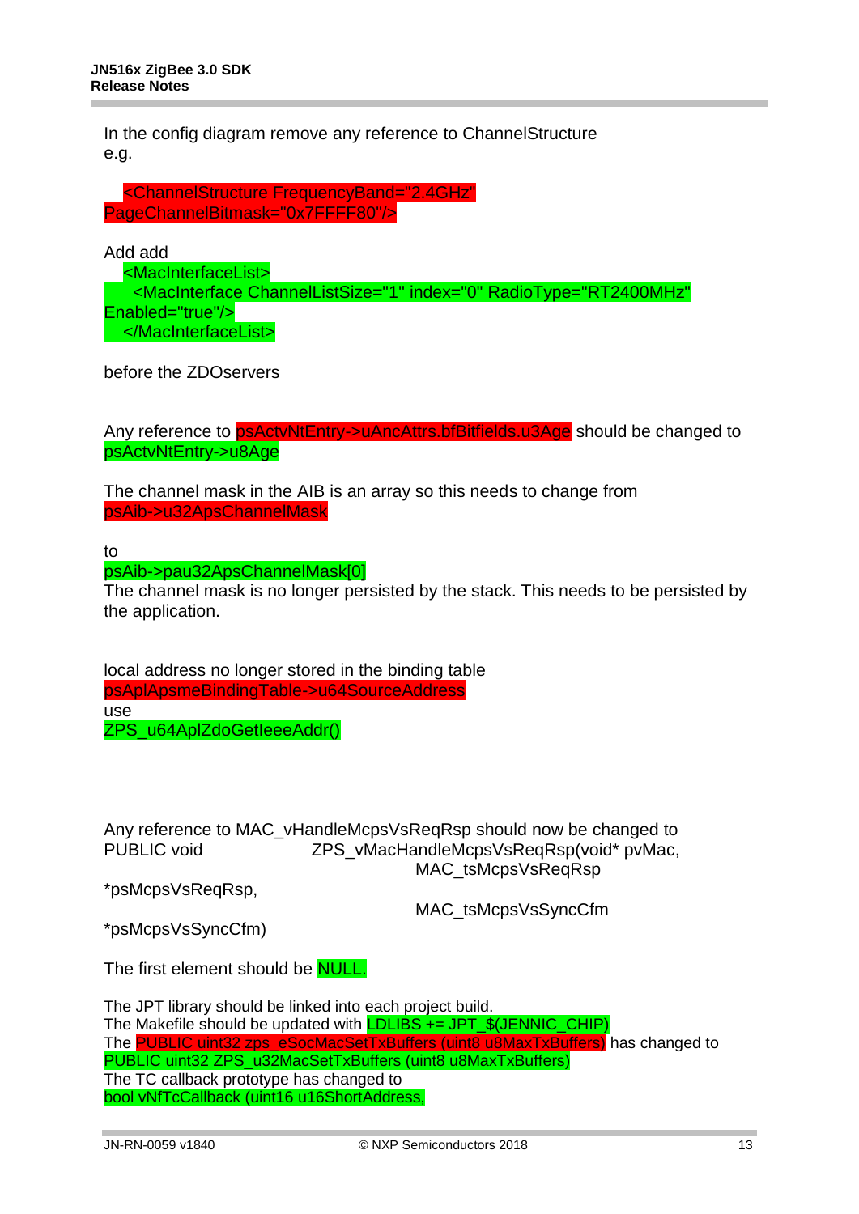In the config diagram remove any reference to ChannelStructure e.g.

```
<ChannelStructure FrequencyBand="2.4GHz"
PageChannelBitmask="0x7FFFF80"/>
```

Add add

```
<MacInterfaceList>
    <MacInterface ChannelListSize="1" index="0" RadioType="RT2400MHz"
Enabled="true"/>
</MacInterfaceList>
```

before the ZDOservers

Any reference to psActvNtEntry->uAncAttrs.bfBitfields.u3Age should be changed to psActvNtEntry->u8Age

The channel mask in the AIB is an array so this needs to change from psAib->u32ApsChannelMask

to

psAib->pau32ApsChannelMask[0]

The channel mask is no longer persisted by the stack. This needs to be persisted by the application.

local address no longer stored in the binding table

psAplApsmeBindingTable->u64SourceAddress

use

ZPS_u64AplZdoGetIeeeAddr()

Any reference to MAC_vHandleMcpsVsReqRsp should now be changed to

```
PUBLIC void            ZPS_vMacHandleMcpsVsReqRsp(void* pvMac,
                                 MAC_tsMcpsVsReqRsp
*psMcpsVsReqRsp,
                                 MAC_tsMcpsVsSyncCfm
*psMcpsVsSyncCfm)
```

The first element should be NULL.

The JPT library should be linked into each project build.
The Makefile should be updated with LDLIBS += JPT_$(JENNIC_CHIP)
The PUBLIC uint32 zps_eSocMacSetTxBuffers (uint8 u8MaxTxBuffers) has changed to PUBLIC uint32 ZPS_u32MacSetTxBuffers (uint8 u8MaxTxBuffers)
The TC callback prototype has changed to
bool vNfTcCallback (uint16 u16ShortAddress,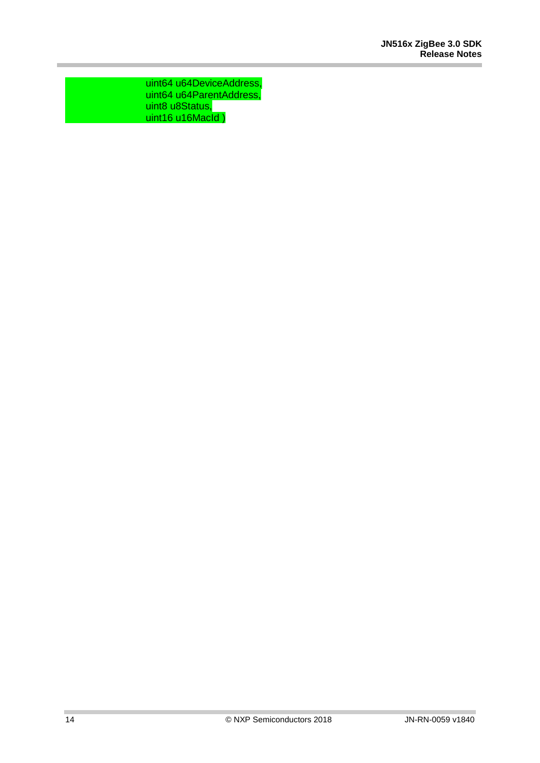```
uint64 u64DeviceAddress,
uint64 u64ParentAddress,
uint8 u8Status,
uint16 u16MacId )
```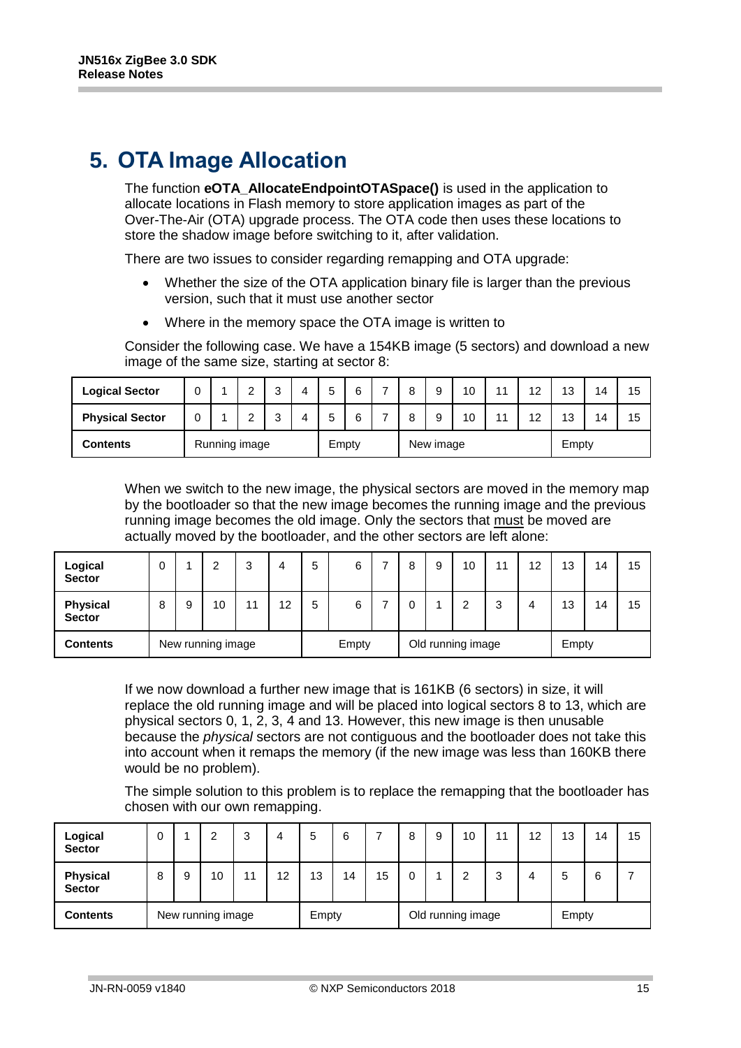# 5. OTA Image Allocation

The function **eOTA_AllocateEndpointOTASpace()** is used in the application to allocate locations in Flash memory to store application images as part of the Over-The-Air (OTA) upgrade process. The OTA code then uses these locations to store the shadow image before switching to it, after validation.

There are two issues to consider regarding remapping and OTA upgrade:

- Whether the size of the OTA application binary file is larger than the previous version, such that it must use another sector
- Where in the memory space the OTA image is written to

Consider the following case. We have a 154KB image (5 sectors) and download a new image of the same size, starting at sector 8:

| **Logical Sector** | 0 | 1 | 2 | 3 | 4 | 5 | 6 | 7 | 8 | 9 | 10 | 11 | 12 | 13 | 14 | 15 |
|---|---|---|---|---|---|---|---|---|---|---|---|---|---|---|---|---|
| **Physical Sector** | 0 | 1 | 2 | 3 | 4 | 5 | 6 | 7 | 8 | 9 | 10 | 11 | 12 | 13 | 14 | 15 |
| **Contents** | Running image | | | | | Empty | | | New image | | | | | Empty | | |

When we switch to the new image, the physical sectors are moved in the memory map by the bootloader so that the new image becomes the running image and the previous running image becomes the old image. Only the sectors that must be moved are actually moved by the bootloader, and the other sectors are left alone:

| **Logical Sector** | 0 | 1 | 2 | 3 | 4 | 5 | 6 | 7 | 8 | 9 | 10 | 11 | 12 | 13 | 14 | 15 |
|---|---|---|---|---|---|---|---|---|---|---|---|---|---|---|---|---|
| **Physical Sector** | 8 | 9 | 10 | 11 | 12 | 5 | 6 | 7 | 0 | 1 | 2 | 3 | 4 | 13 | 14 | 15 |
| **Contents** | New running image | | | | | Empty | | | Old running image | | | | | Empty | | |

If we now download a further new image that is 161KB (6 sectors) in size, it will replace the old running image and will be placed into logical sectors 8 to 13, which are physical sectors 0, 1, 2, 3, 4 and 13. However, this new image is then unusable because the *physical* sectors are not contiguous and the bootloader does not take this into account when it remaps the memory (if the new image was less than 160KB there would be no problem).

The simple solution to this problem is to replace the remapping that the bootloader has chosen with our own remapping.

| **Logical Sector** | 0 | 1 | 2 | 3 | 4 | 5 | 6 | 7 | 8 | 9 | 10 | 11 | 12 | 13 | 14 | 15 |
|---|---|---|---|---|---|---|---|---|---|---|---|---|---|---|---|---|
| **Physical Sector** | 8 | 9 | 10 | 11 | 12 | 13 | 14 | 15 | 0 | 1 | 2 | 3 | 4 | 5 | 6 | 7 |
| **Contents** | New running image | | | | | Empty | | | Old running image | | | | | Empty | | |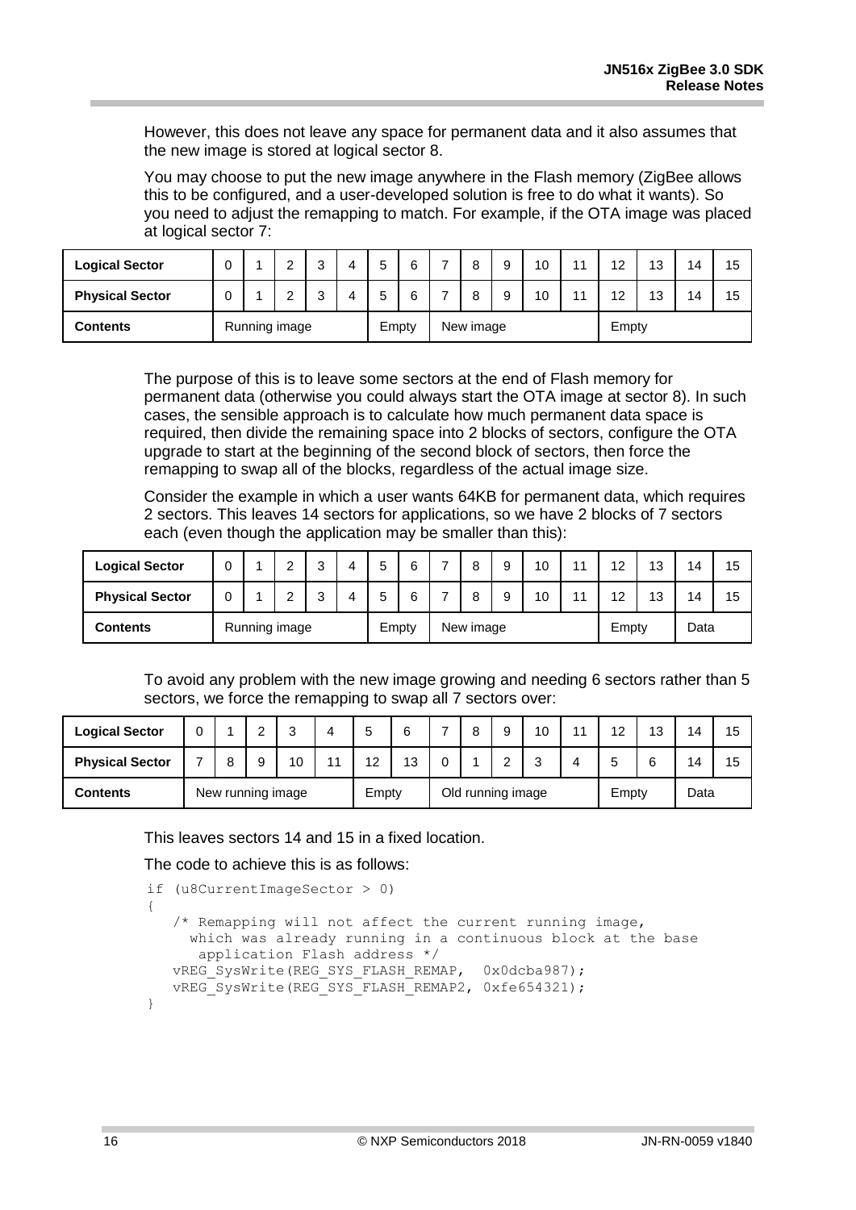However, this does not leave any space for permanent data and it also assumes that the new image is stored at logical sector 8.

You may choose to put the new image anywhere in the Flash memory (ZigBee allows this to be configured, and a user-developed solution is free to do what it wants). So you need to adjust the remapping to match. For example, if the OTA image was placed at logical sector 7:

| **Logical Sector** | 0 | 1 | 2 | 3 | 4 | 5 | 6 | 7 | 8 | 9 | 10 | 11 | 12 | 13 | 14 | 15 |
|---|---|---|---|---|---|---|---|---|---|---|---|---|---|---|---|---|
| **Physical Sector** | 0 | 1 | 2 | 3 | 4 | 5 | 6 | 7 | 8 | 9 | 10 | 11 | 12 | 13 | 14 | 15 |
| **Contents** | Running image | | | | | Empty | | New image | | | | | Empty | | | |

The purpose of this is to leave some sectors at the end of Flash memory for permanent data (otherwise you could always start the OTA image at sector 8). In such cases, the sensible approach is to calculate how much permanent data space is required, then divide the remaining space into 2 blocks of sectors, configure the OTA upgrade to start at the beginning of the second block of sectors, then force the remapping to swap all of the blocks, regardless of the actual image size.

Consider the example in which a user wants 64KB for permanent data, which requires 2 sectors. This leaves 14 sectors for applications, so we have 2 blocks of 7 sectors each (even though the application may be smaller than this):

| **Logical Sector** | 0 | 1 | 2 | 3 | 4 | 5 | 6 | 7 | 8 | 9 | 10 | 11 | 12 | 13 | 14 | 15 |
|---|---|---|---|---|---|---|---|---|---|---|---|---|---|---|---|---|
| **Physical Sector** | 0 | 1 | 2 | 3 | 4 | 5 | 6 | 7 | 8 | 9 | 10 | 11 | 12 | 13 | 14 | 15 |
| **Contents** | Running image | | | | | Empty | | New image | | | | | Empty | | Data | |

To avoid any problem with the new image growing and needing 6 sectors rather than 5 sectors, we force the remapping to swap all 7 sectors over:

| **Logical Sector** | 0 | 1 | 2 | 3 | 4 | 5 | 6 | 7 | 8 | 9 | 10 | 11 | 12 | 13 | 14 | 15 |
|---|---|---|---|---|---|---|---|---|---|---|---|---|---|---|---|---|
| **Physical Sector** | 7 | 8 | 9 | 10 | 11 | 12 | 13 | 0 | 1 | 2 | 3 | 4 | 5 | 6 | 14 | 15 |
| **Contents** | New running image | | | | | Empty | | Old running image | | | | | Empty | | Data | |

This leaves sectors 14 and 15 in a fixed location.

The code to achieve this is as follows:

```
if (u8CurrentImageSector > 0)
{
   /* Remapping will not affect the current running image,
     which was already running in a continuous block at the base
      application Flash address */
   vREG_SysWrite(REG_SYS_FLASH_REMAP,  0x0dcba987);
   vREG_SysWrite(REG_SYS_FLASH_REMAP2, 0xfe654321);
}
```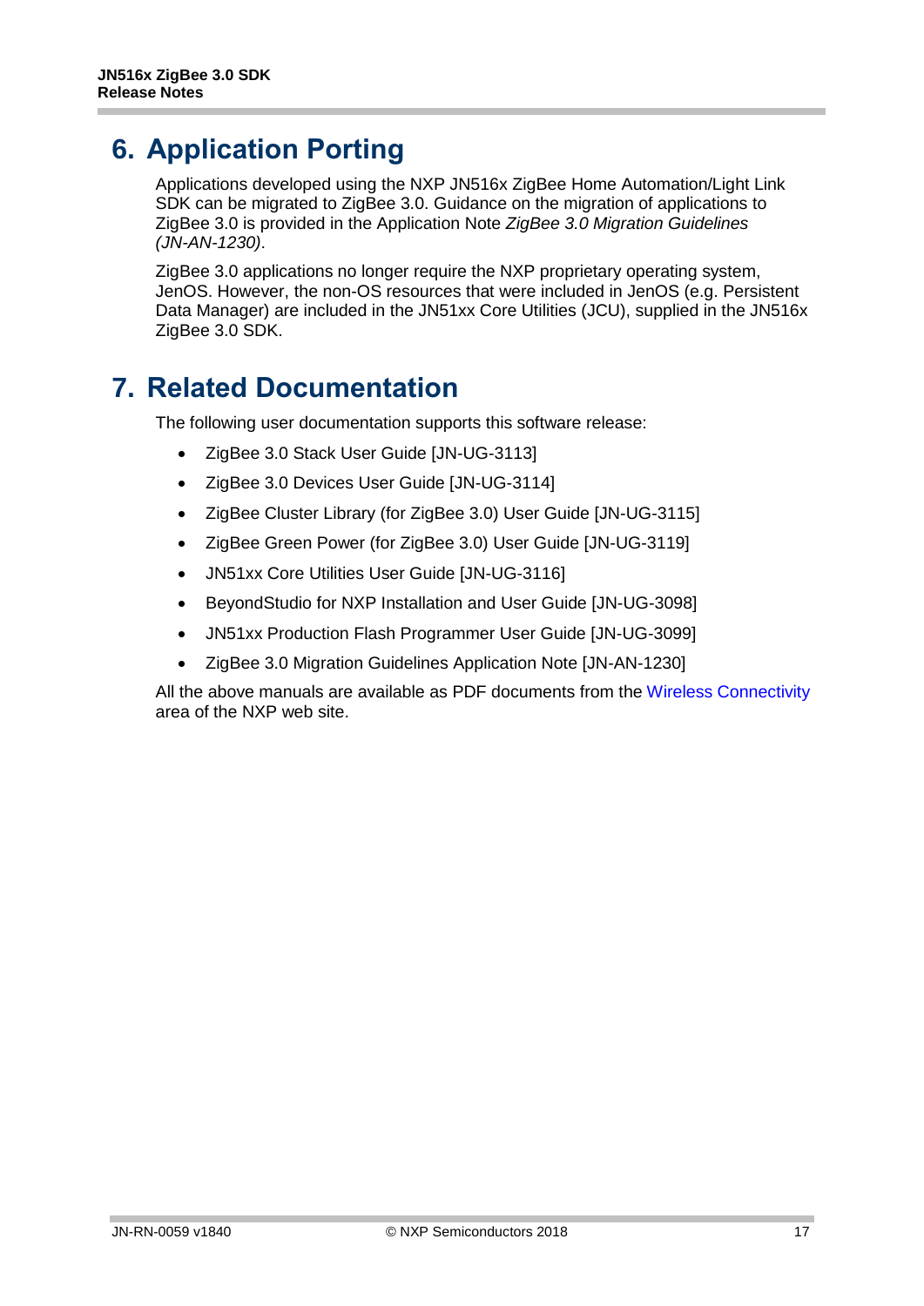# 6. Application Porting

Applications developed using the NXP JN516x ZigBee Home Automation/Light Link SDK can be migrated to ZigBee 3.0. Guidance on the migration of applications to ZigBee 3.0 is provided in the Application Note *ZigBee 3.0 Migration Guidelines (JN-AN-1230)*.

ZigBee 3.0 applications no longer require the NXP proprietary operating system, JenOS. However, the non-OS resources that were included in JenOS (e.g. Persistent Data Manager) are included in the JN51xx Core Utilities (JCU), supplied in the JN516x ZigBee 3.0 SDK.

# 7. Related Documentation

The following user documentation supports this software release:

- ZigBee 3.0 Stack User Guide [JN-UG-3113]
- ZigBee 3.0 Devices User Guide [JN-UG-3114]
- ZigBee Cluster Library (for ZigBee 3.0) User Guide [JN-UG-3115]
- ZigBee Green Power (for ZigBee 3.0) User Guide [JN-UG-3119]
- JN51xx Core Utilities User Guide [JN-UG-3116]
- BeyondStudio for NXP Installation and User Guide [JN-UG-3098]
- JN51xx Production Flash Programmer User Guide [JN-UG-3099]
- ZigBee 3.0 Migration Guidelines Application Note [JN-AN-1230]

All the above manuals are available as PDF documents from the Wireless Connectivity area of the NXP web site.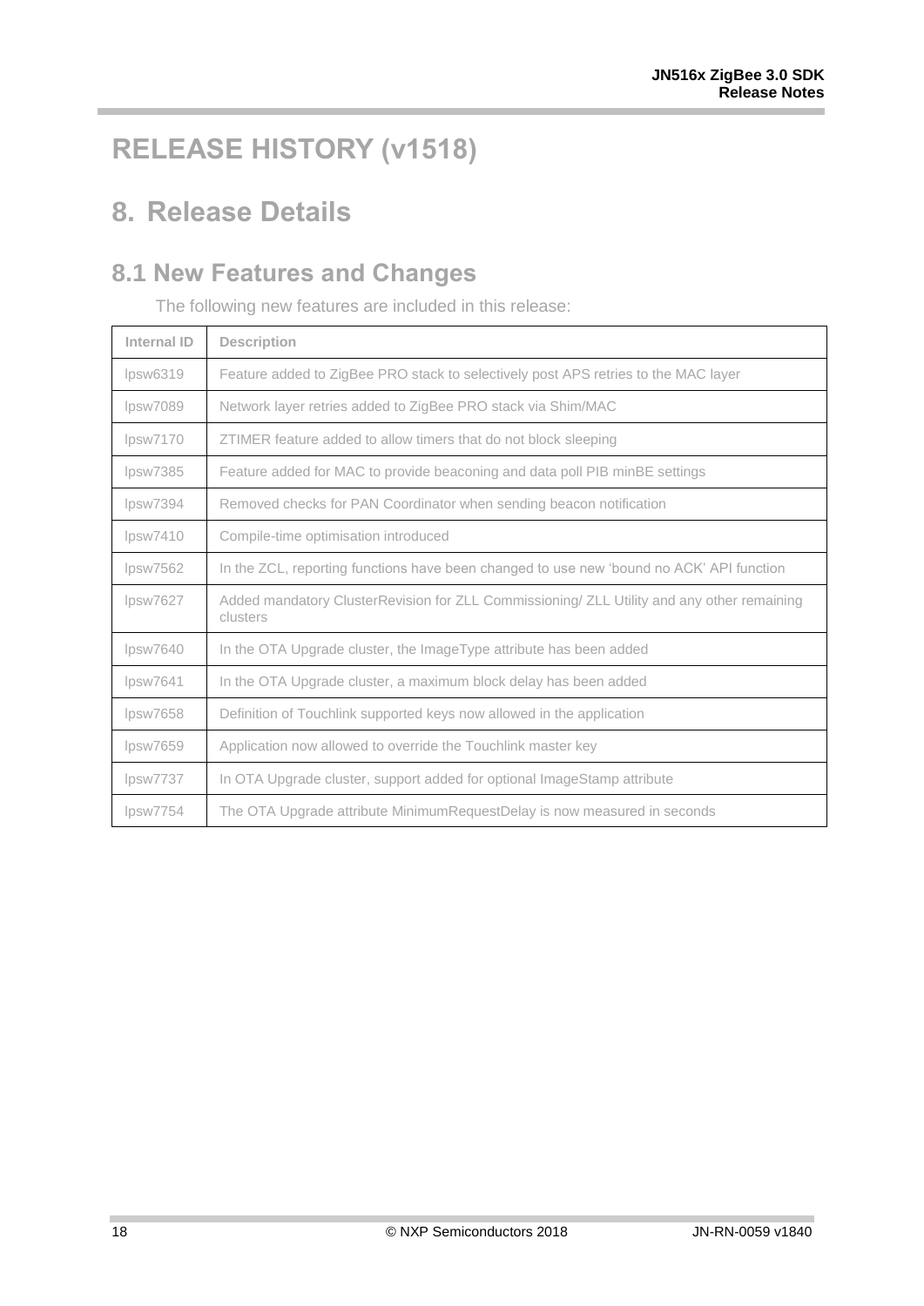# RELEASE HISTORY (v1518)

# 8. Release Details

## 8.1 New Features and Changes

The following new features are included in this release:

| Internal ID | Description |
|---|---|
| lpsw6319 | Feature added to ZigBee PRO stack to selectively post APS retries to the MAC layer |
| lpsw7089 | Network layer retries added to ZigBee PRO stack via Shim/MAC |
| lpsw7170 | ZTIMER feature added to allow timers that do not block sleeping |
| lpsw7385 | Feature added for MAC to provide beaconing and data poll PIB minBE settings |
| lpsw7394 | Removed checks for PAN Coordinator when sending beacon notification |
| lpsw7410 | Compile-time optimisation introduced |
| lpsw7562 | In the ZCL, reporting functions have been changed to use new 'bound no ACK' API function |
| lpsw7627 | Added mandatory ClusterRevision for ZLL Commissioning/ ZLL Utility and any other remaining clusters |
| lpsw7640 | In the OTA Upgrade cluster, the ImageType attribute has been added |
| lpsw7641 | In the OTA Upgrade cluster, a maximum block delay has been added |
| lpsw7658 | Definition of Touchlink supported keys now allowed in the application |
| lpsw7659 | Application now allowed to override the Touchlink master key |
| lpsw7737 | In OTA Upgrade cluster, support added for optional ImageStamp attribute |
| lpsw7754 | The OTA Upgrade attribute MinimumRequestDelay is now measured in seconds |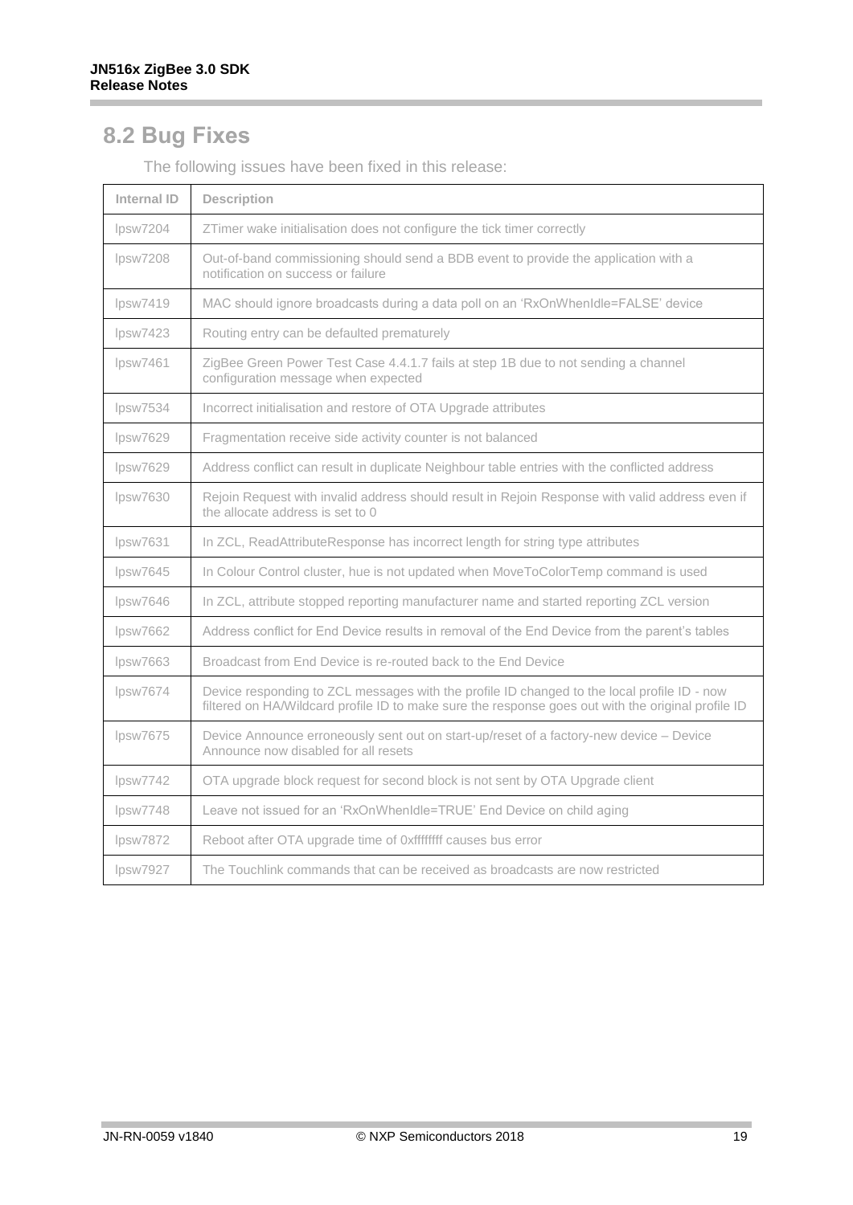## 8.2 Bug Fixes

The following issues have been fixed in this release:

| Internal ID | Description |
| --- | --- |
| lpsw7204 | ZTimer wake initialisation does not configure the tick timer correctly |
| lpsw7208 | Out-of-band commissioning should send a BDB event to provide the application with a notification on success or failure |
| lpsw7419 | MAC should ignore broadcasts during a data poll on an 'RxOnWhenIdle=FALSE' device |
| lpsw7423 | Routing entry can be defaulted prematurely |
| lpsw7461 | ZigBee Green Power Test Case 4.4.1.7 fails at step 1B due to not sending a channel configuration message when expected |
| lpsw7534 | Incorrect initialisation and restore of OTA Upgrade attributes |
| lpsw7629 | Fragmentation receive side activity counter is not balanced |
| lpsw7629 | Address conflict can result in duplicate Neighbour table entries with the conflicted address |
| lpsw7630 | Rejoin Request with invalid address should result in Rejoin Response with valid address even if the allocate address is set to 0 |
| lpsw7631 | In ZCL, ReadAttributeResponse has incorrect length for string type attributes |
| lpsw7645 | In Colour Control cluster, hue is not updated when MoveToColorTemp command is used |
| lpsw7646 | In ZCL, attribute stopped reporting manufacturer name and started reporting ZCL version |
| lpsw7662 | Address conflict for End Device results in removal of the End Device from the parent's tables |
| lpsw7663 | Broadcast from End Device is re-routed back to the End Device |
| lpsw7674 | Device responding to ZCL messages with the profile ID changed to the local profile ID - now filtered on HA/Wildcard profile ID to make sure the response goes out with the original profile ID |
| lpsw7675 | Device Announce erroneously sent out on start-up/reset of a factory-new device – Device Announce now disabled for all resets |
| lpsw7742 | OTA upgrade block request for second block is not sent by OTA Upgrade client |
| lpsw7748 | Leave not issued for an 'RxOnWhenIdle=TRUE' End Device on child aging |
| lpsw7872 | Reboot after OTA upgrade time of 0xffffffff causes bus error |
| lpsw7927 | The Touchlink commands that can be received as broadcasts are now restricted |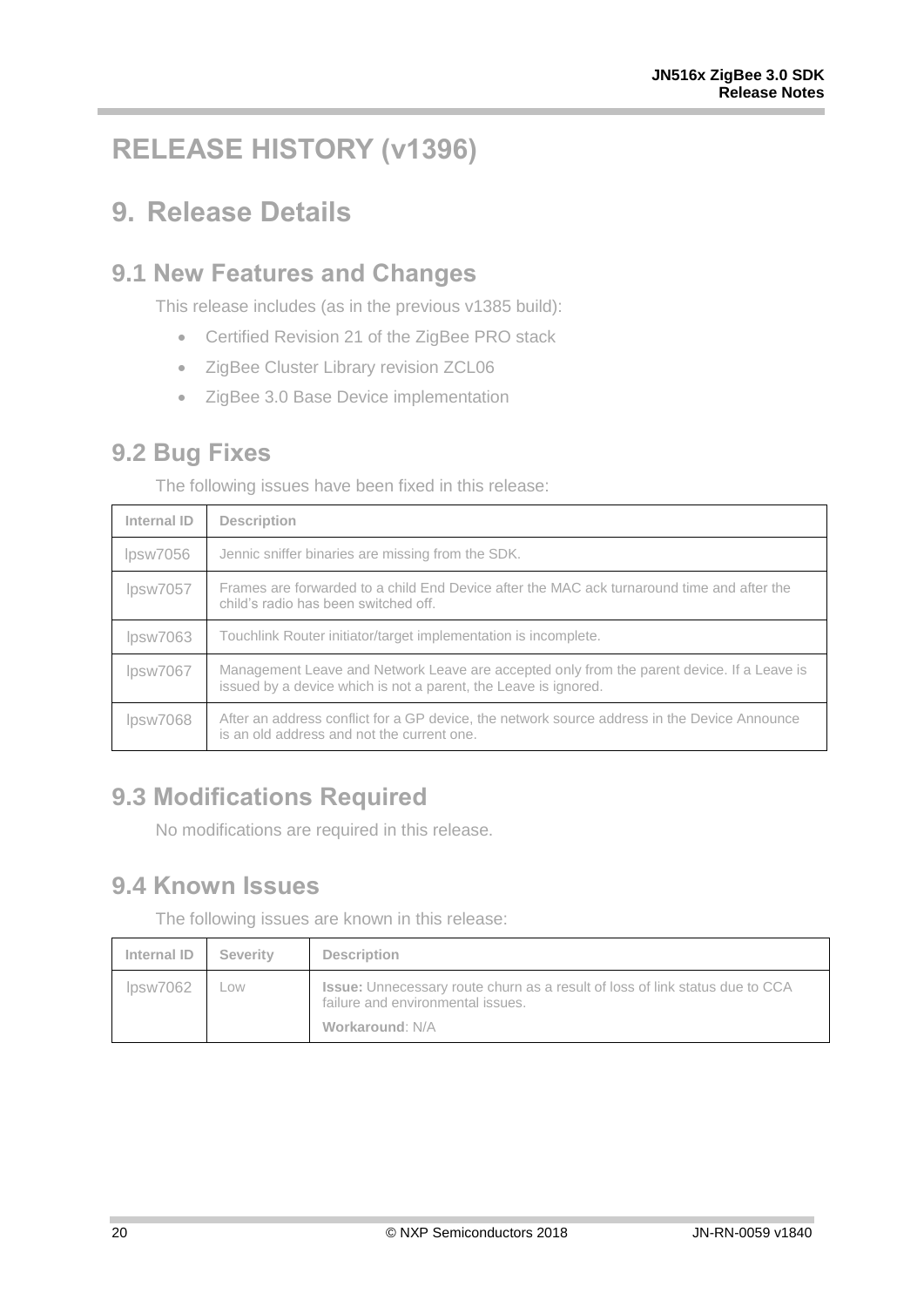# RELEASE HISTORY (v1396)

# 9. Release Details

## 9.1 New Features and Changes

This release includes (as in the previous v1385 build):

- Certified Revision 21 of the ZigBee PRO stack
- ZigBee Cluster Library revision ZCL06
- ZigBee 3.0 Base Device implementation

## 9.2 Bug Fixes

The following issues have been fixed in this release:

| Internal ID | Description |
| --- | --- |
| lpsw7056 | Jennic sniffer binaries are missing from the SDK. |
| lpsw7057 | Frames are forwarded to a child End Device after the MAC ack turnaround time and after the child's radio has been switched off. |
| lpsw7063 | Touchlink Router initiator/target implementation is incomplete. |
| lpsw7067 | Management Leave and Network Leave are accepted only from the parent device. If a Leave is issued by a device which is not a parent, the Leave is ignored. |
| lpsw7068 | After an address conflict for a GP device, the network source address in the Device Announce is an old address and not the current one. |

## 9.3 Modifications Required

No modifications are required in this release.

## 9.4 Known Issues

The following issues are known in this release:

| Internal ID | Severity | Description |
| --- | --- | --- |
| lpsw7062 | Low | **Issue:** Unnecessary route churn as a result of loss of link status due to CCA failure and environmental issues.<br>**Workaround**: N/A |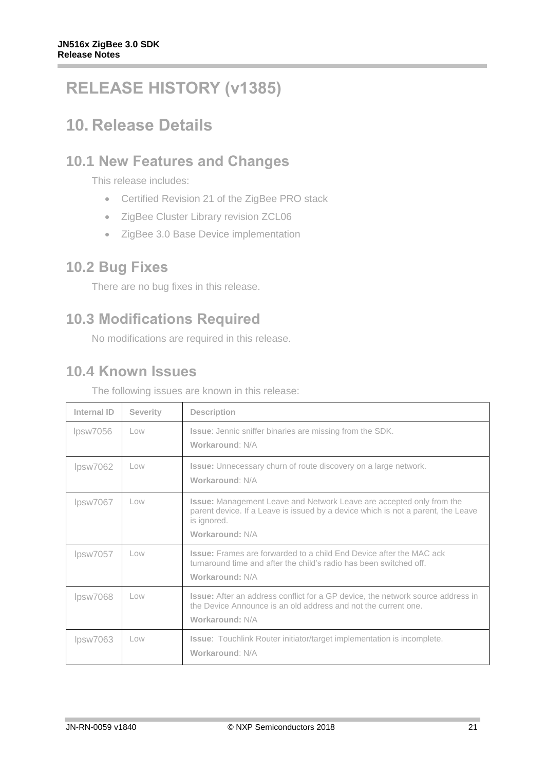# RELEASE HISTORY (v1385)

# 10. Release Details

## 10.1 New Features and Changes

This release includes:

- Certified Revision 21 of the ZigBee PRO stack
- ZigBee Cluster Library revision ZCL06
- ZigBee 3.0 Base Device implementation

## 10.2 Bug Fixes

There are no bug fixes in this release.

## 10.3 Modifications Required

No modifications are required in this release.

## 10.4 Known Issues

The following issues are known in this release:

| Internal ID | Severity | Description |
|---|---|---|
| lpsw7056 | Low | **Issue**: Jennic sniffer binaries are missing from the SDK.<br>**Workaround**: N/A |
| lpsw7062 | Low | **Issue:** Unnecessary churn of route discovery on a large network.<br>**Workaround**: N/A |
| lpsw7067 | Low | **Issue:** Management Leave and Network Leave are accepted only from the parent device. If a Leave is issued by a device which is not a parent, the Leave is ignored.<br>**Workaround:** N/A |
| lpsw7057 | Low | **Issue:** Frames are forwarded to a child End Device after the MAC ack turnaround time and after the child's radio has been switched off.<br>**Workaround:** N/A |
| lpsw7068 | Low | **Issue:** After an address conflict for a GP device, the network source address in the Device Announce is an old address and not the current one.<br>**Workaround:** N/A |
| lpsw7063 | Low | **Issue**: Touchlink Router initiator/target implementation is incomplete.<br>**Workaround**: N/A |